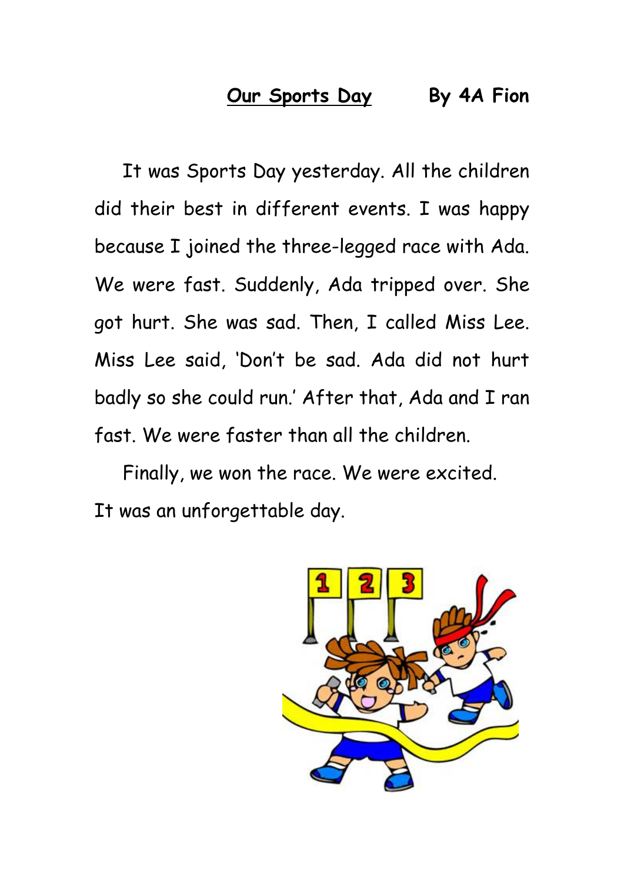**<u>Our Sports Day</u>** **By 4A Fion**

It was Sports Day yesterday. All the children did their best in different events. I was happy because I joined the three-legged race with Ada. We were fast. Suddenly, Ada tripped over. She got hurt. She was sad. Then, I called Miss Lee. Miss Lee said, 'Don't be sad. Ada did not hurt badly so she could run.' After that, Ada and I ran fast. We were faster than all the children.

Finally, we won the race. We were excited. It was an unforgettable day.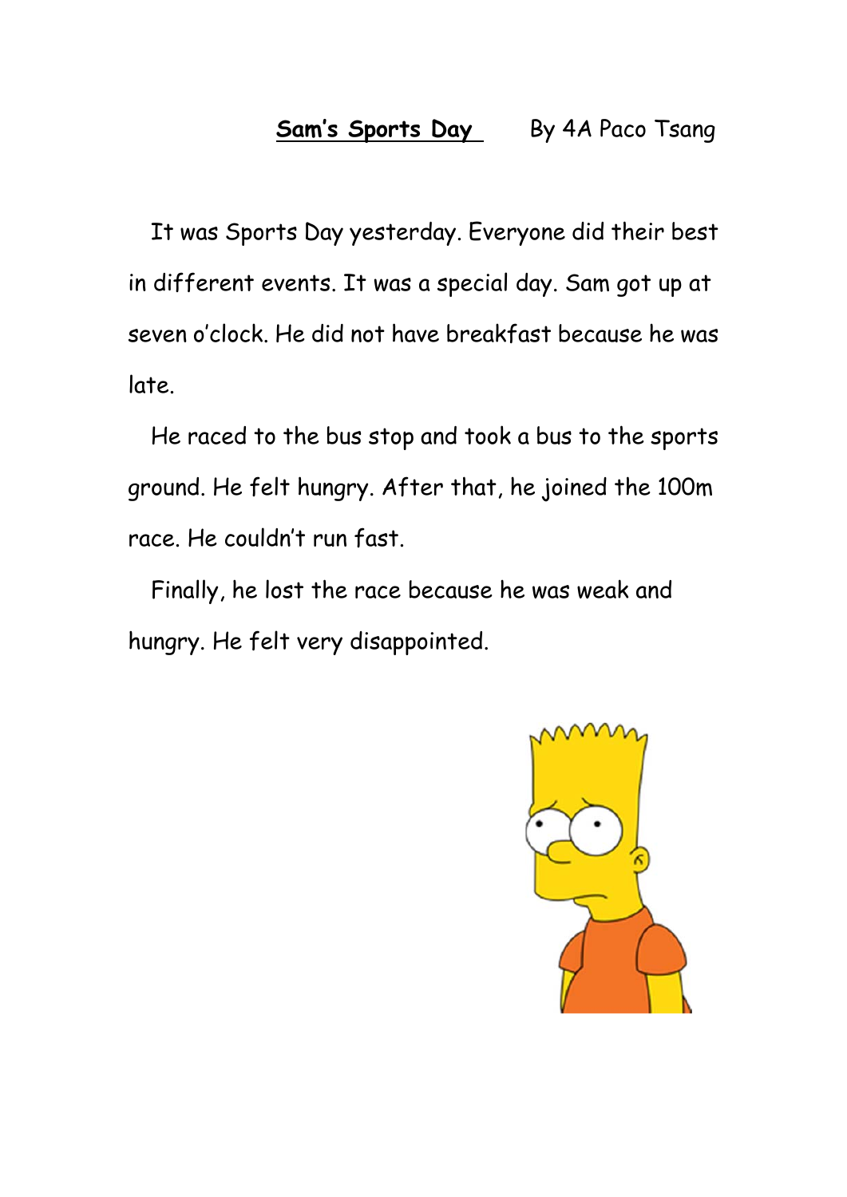**<u>Sam's Sports Day</u>** By 4A Paco Tsang

It was Sports Day yesterday. Everyone did their best in different events. It was a special day. Sam got up at seven o'clock. He did not have breakfast because he was late.

He raced to the bus stop and took a bus to the sports ground. He felt hungry. After that, he joined the 100m race. He couldn't run fast.

Finally, he lost the race because he was weak and hungry. He felt very disappointed.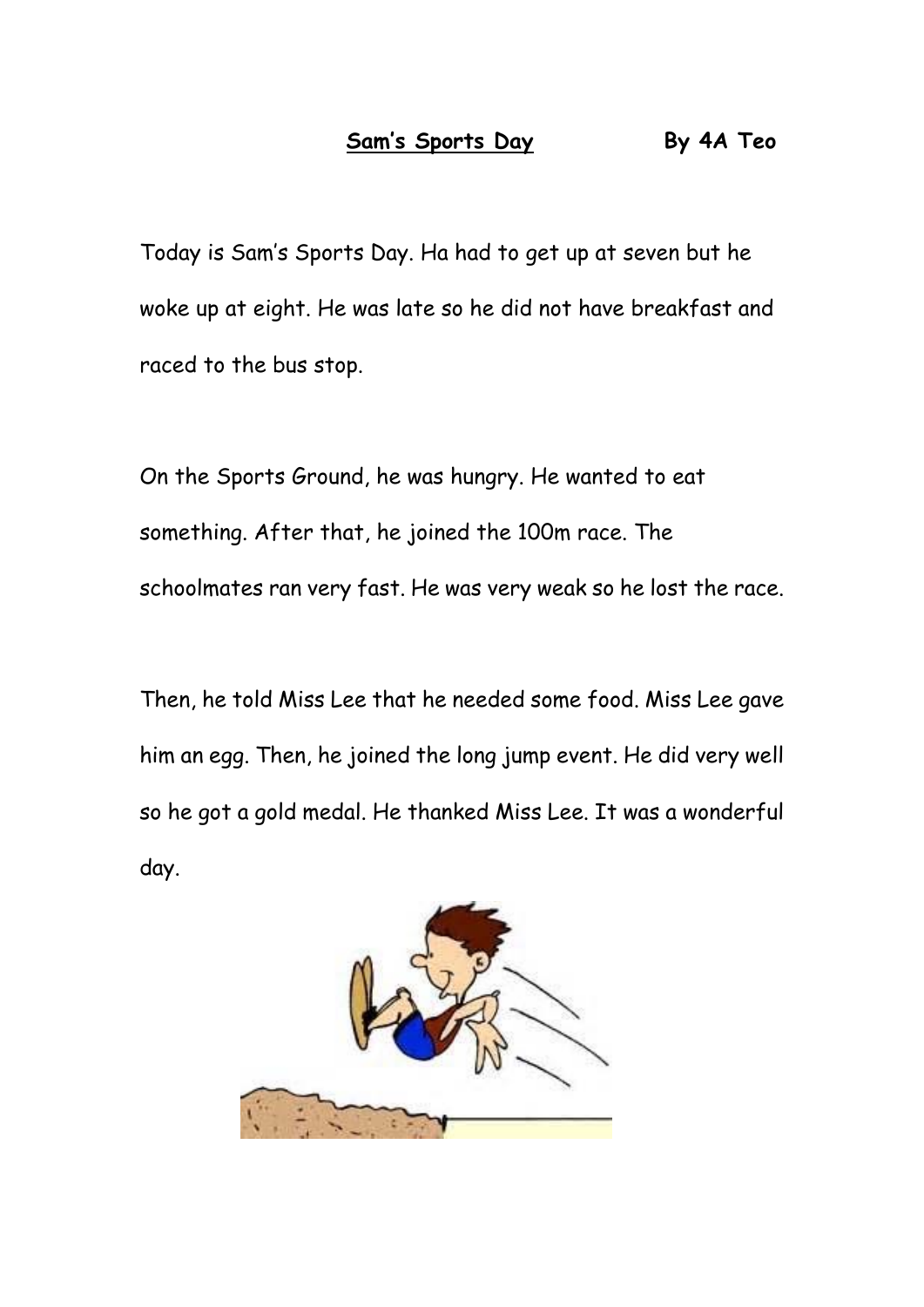**<u>Sam's Sports Day</u>** **By 4A Teo**

Today is Sam's Sports Day. Ha had to get up at seven but he woke up at eight. He was late so he did not have breakfast and raced to the bus stop.

On the Sports Ground, he was hungry. He wanted to eat something. After that, he joined the 100m race. The schoolmates ran very fast. He was very weak so he lost the race.

Then, he told Miss Lee that he needed some food. Miss Lee gave him an egg. Then, he joined the long jump event. He did very well so he got a gold medal. He thanked Miss Lee. It was a wonderful day.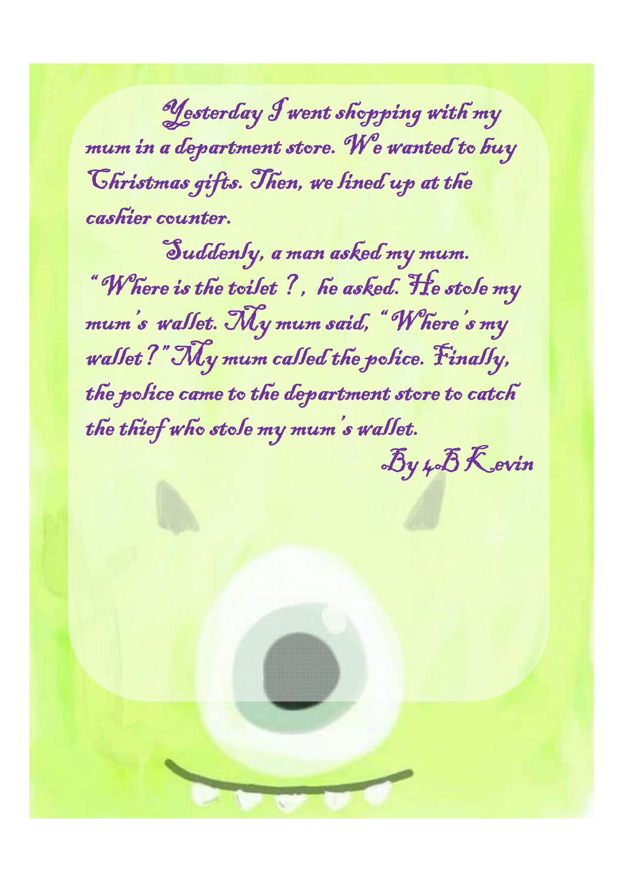Yesterday I went shopping with my mum in a department store. We wanted to buy Christmas gifts. Then, we lined up at the cashier counter.

Suddenly, a man asked my mum. " Where is the toilet ? , he asked. He stole my mum's wallet. My mum said, " Where's my wallet ?" My mum called the police. Finally, the police came to the department store to catch the thief who stole my mum's wallet.

By 4B Kevin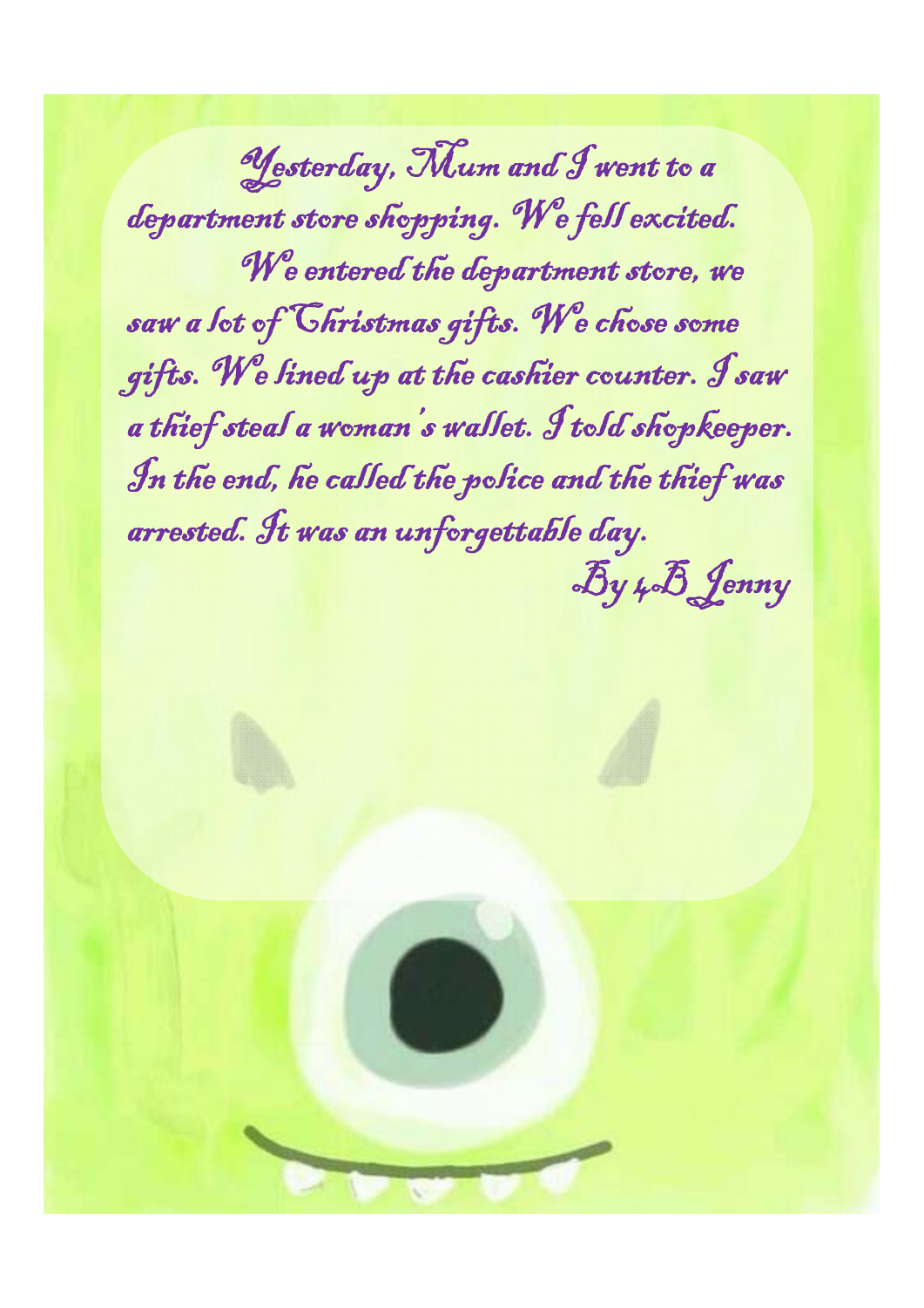Yesterday, Mum and I went to a department store shopping. We fell excited.

We entered the department store, we saw a lot of Christmas gifts. We chose some gifts. We lined up at the cashier counter. I saw a thief steal a woman's wallet. I told shopkeeper. In the end, he called the police and the thief was arrested. It was an unforgettable day.

By 4B Jenny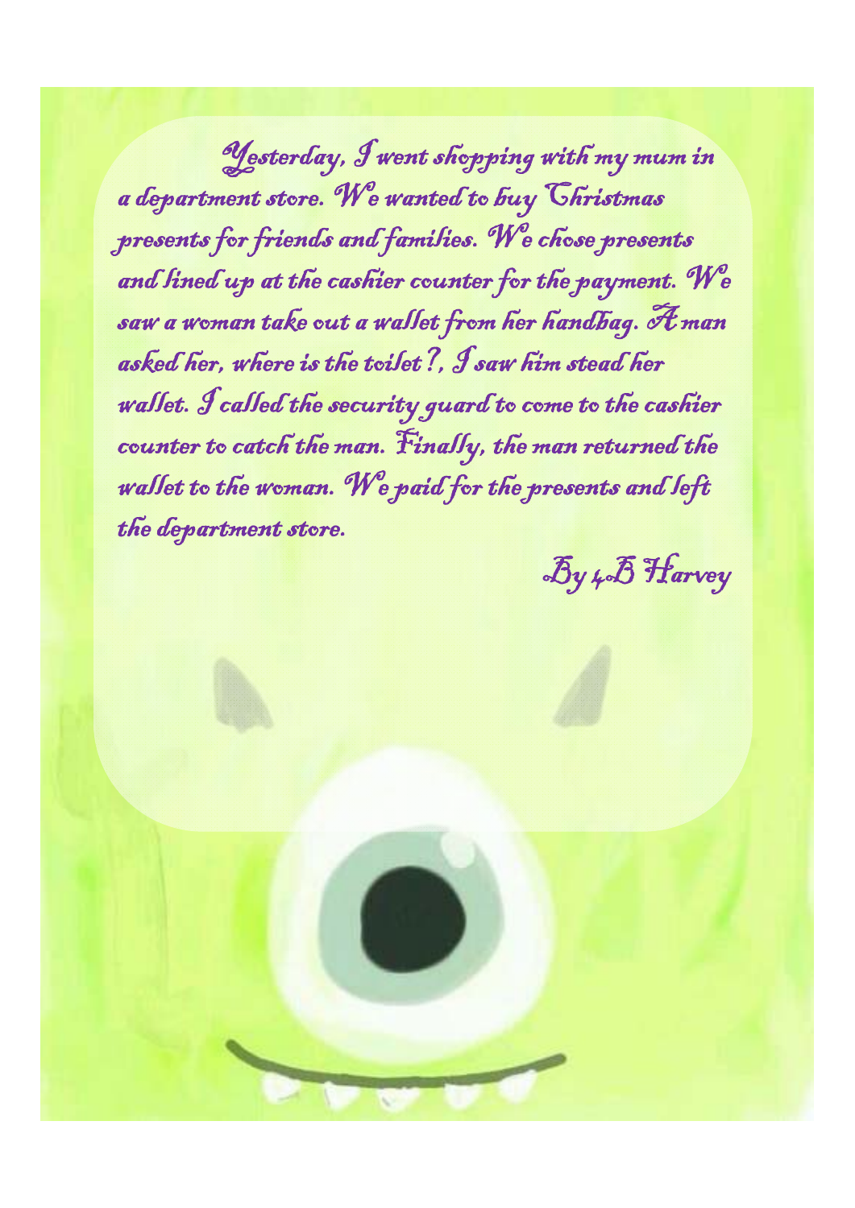Yesterday, I went shopping with my mum in a department store. We wanted to buy Christmas presents for friends and families. We chose presents and lined up at the cashier counter for the payment. We saw a woman take out a wallet from her handbag. A man asked her, where is the toilet?, I saw him stead her wallet. I called the security guard to come to the cashier counter to catch the man. Finally, the man returned the wallet to the woman. We paid for the presents and left the department store.

By 4B Harvey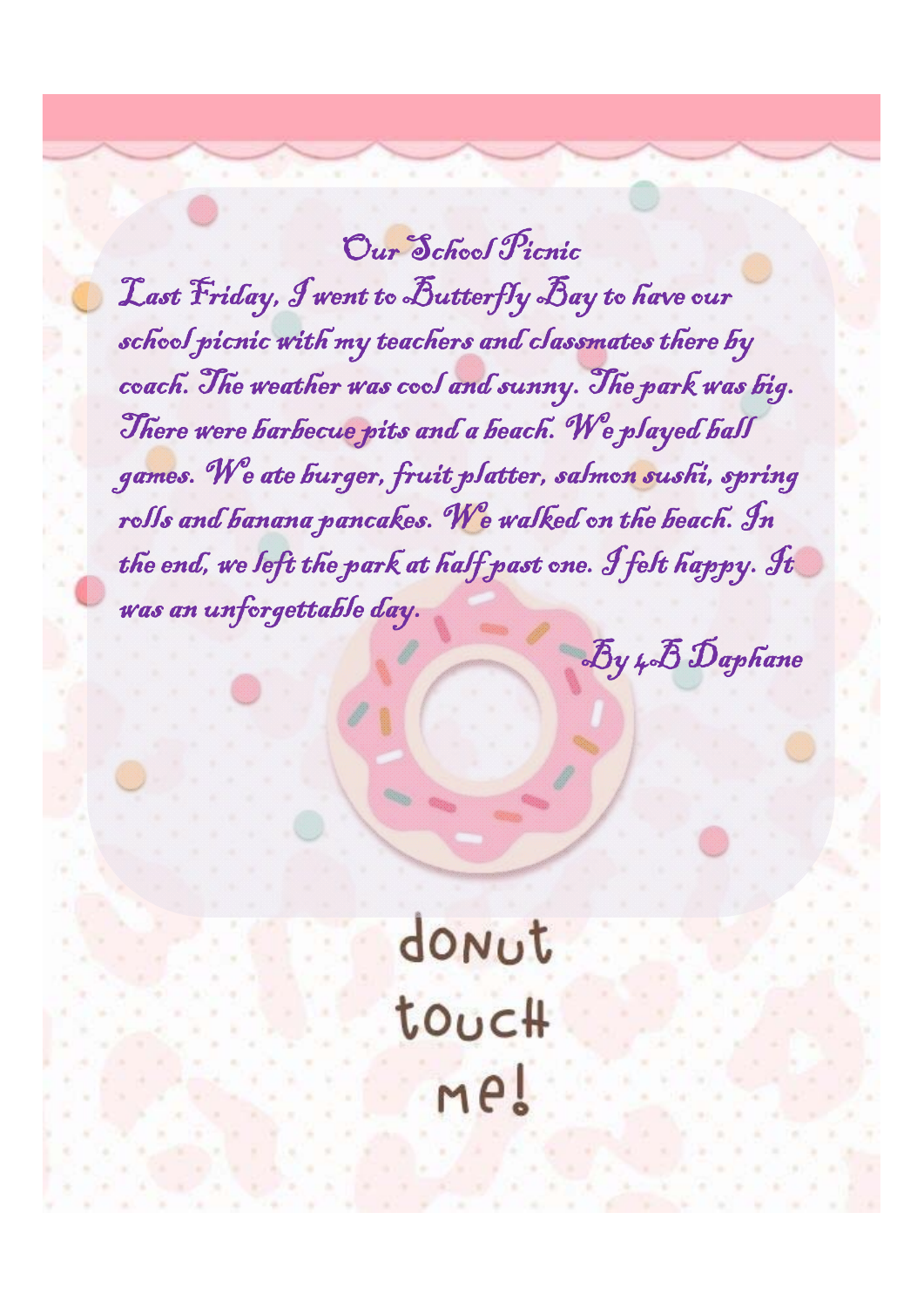# Our School Picnic

Last Friday, I went to Butterfly Bay to have our school picnic with my teachers and classmates there by coach. The weather was cool and sunny. The park was big. There were barbecue pits and a beach. We played ball games. We ate burger, fruit platter, salmon sushi, spring rolls and banana pancakes. We walked on the beach. In the end, we left the park at half past one. I felt happy. It was an unforgettable day.

By 4B Daphane

donut touch me!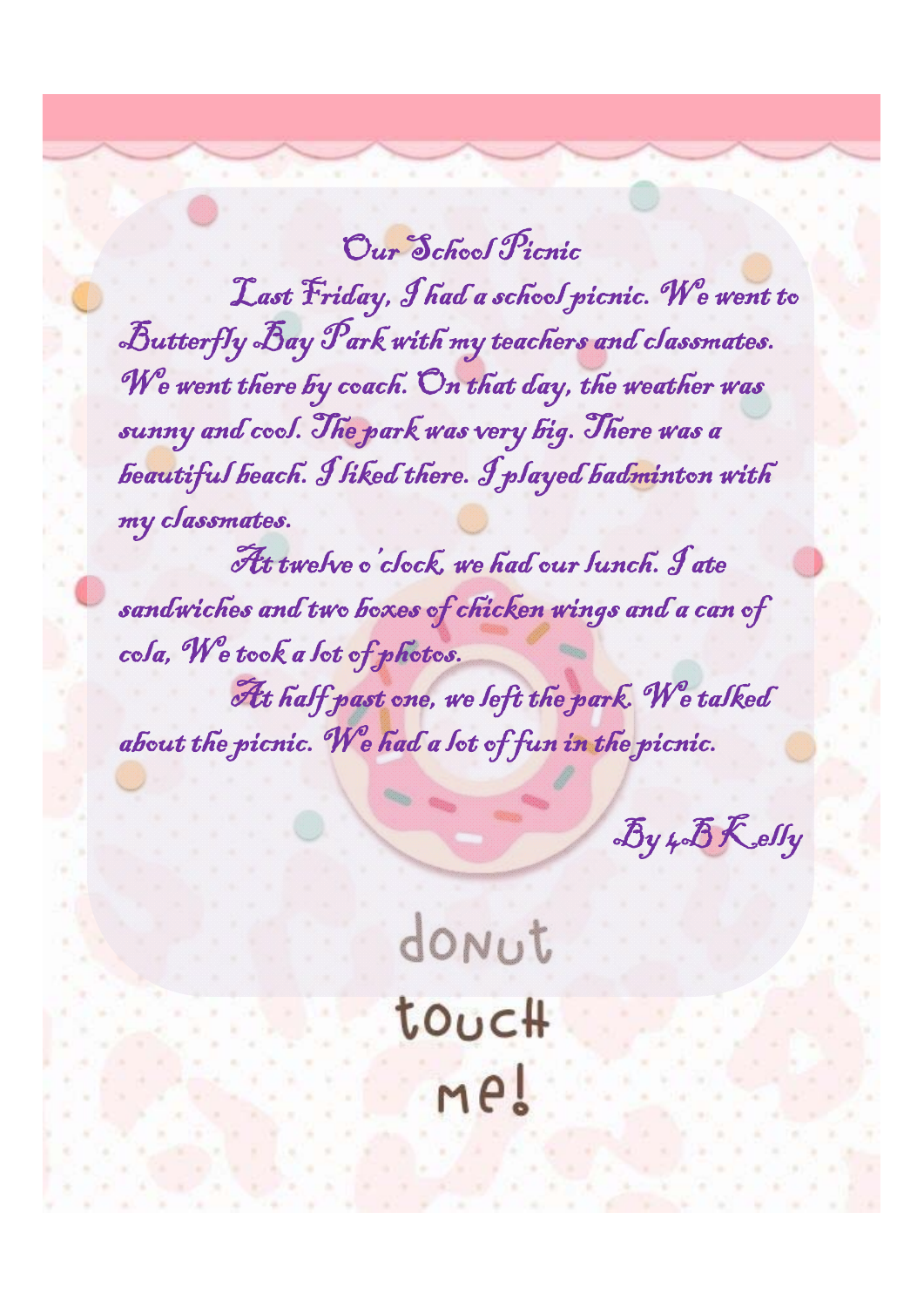# Our School Picnic

Last Friday, I had a school picnic. We went to Butterfly Bay Park with my teachers and classmates. We went there by coach. On that day, the weather was sunny and cool. The park was very big. There was a beautiful beach. I liked there. I played badminton with my classmates.

At twelve o'clock, we had our lunch. I ate sandwiches and two boxes of chicken wings and a can of cola, We took a lot of photos.

At half past one, we left the park. We talked about the picnic. We had a lot of fun in the picnic.

By 4B Kelly

donut touch me!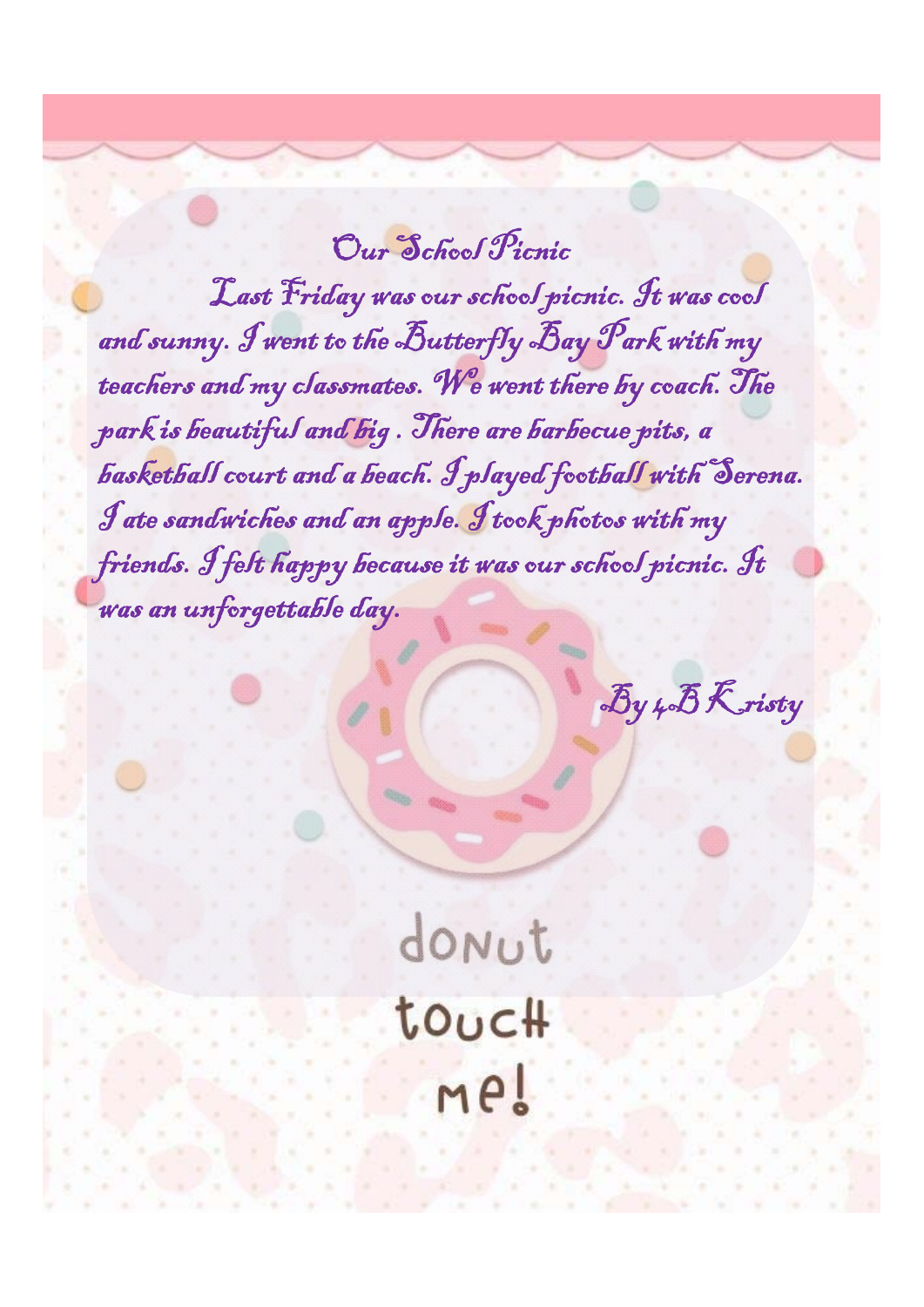# Our School Picnic

Last Friday was our school picnic. It was cool and sunny. I went to the Butterfly Bay Park with my teachers and my classmates. We went there by coach. The park is beautiful and big . There are barbecue pits, a basketball court and a beach. I played football with Serena. I ate sandwiches and an apple. I took photos with my friends. I felt happy because it was our school picnic. It was an unforgettable day.

By 4B Kristy

donut touch me!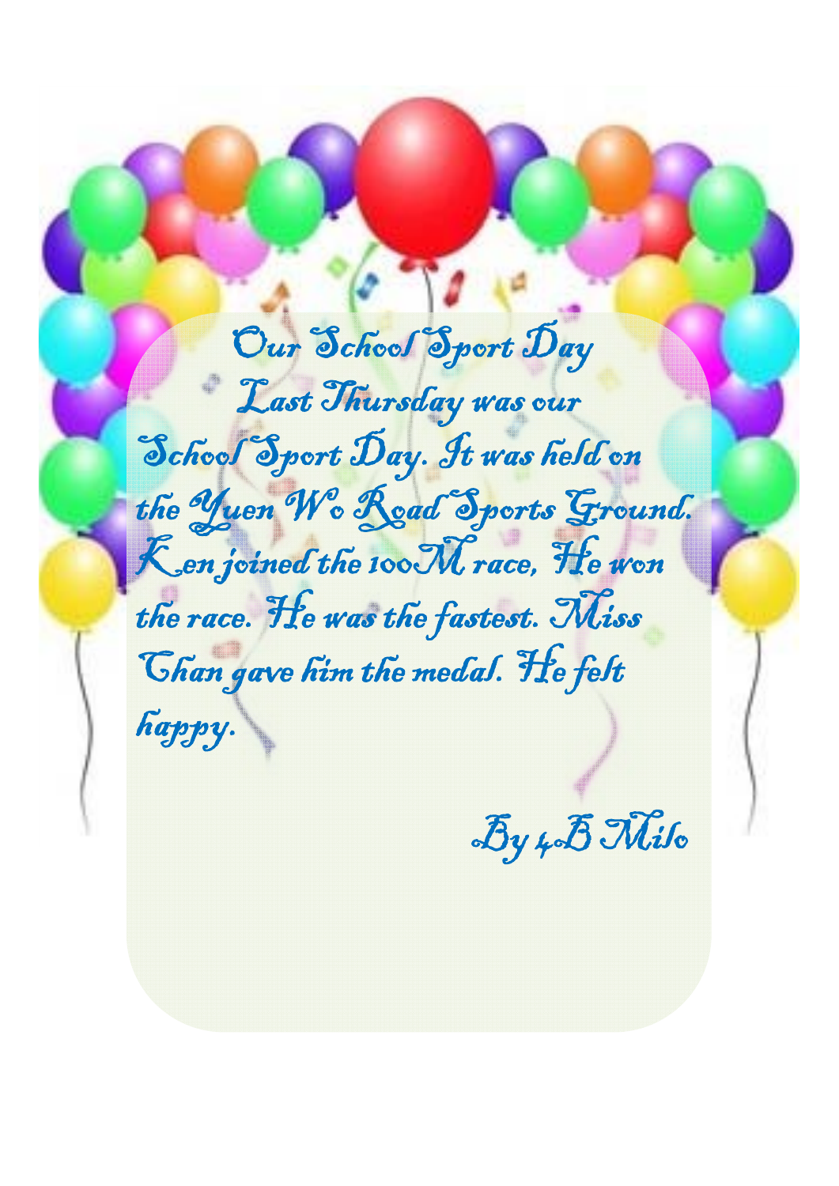# Our School Sport Day

Last Thursday was our School Sport Day. It was held on the Yuen Wo Road Sports Ground. Ken joined the 100M race, He won the race. He was the fastest. Miss Chan gave him the medal. He felt happy.

By 4B Milo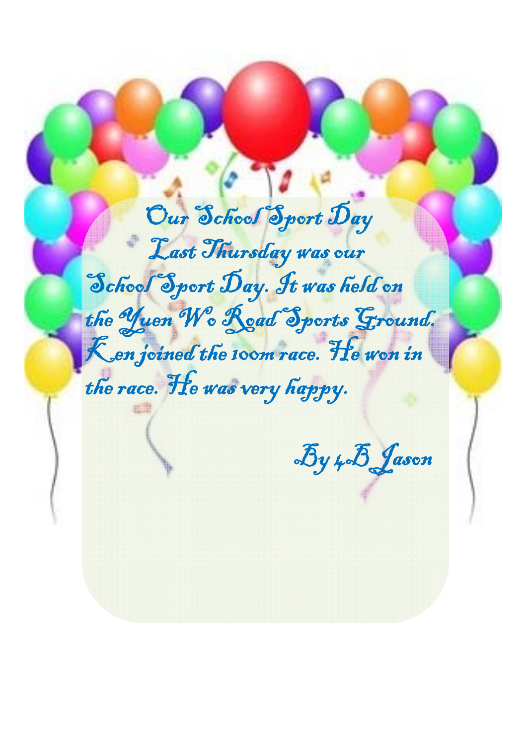# Our School Sport Day

Last Thursday was our School Sport Day. It was held on the Yuen Wo Road Sports Ground. Ken joined the 100m race. He won in the race. He was very happy.

By 4B Jason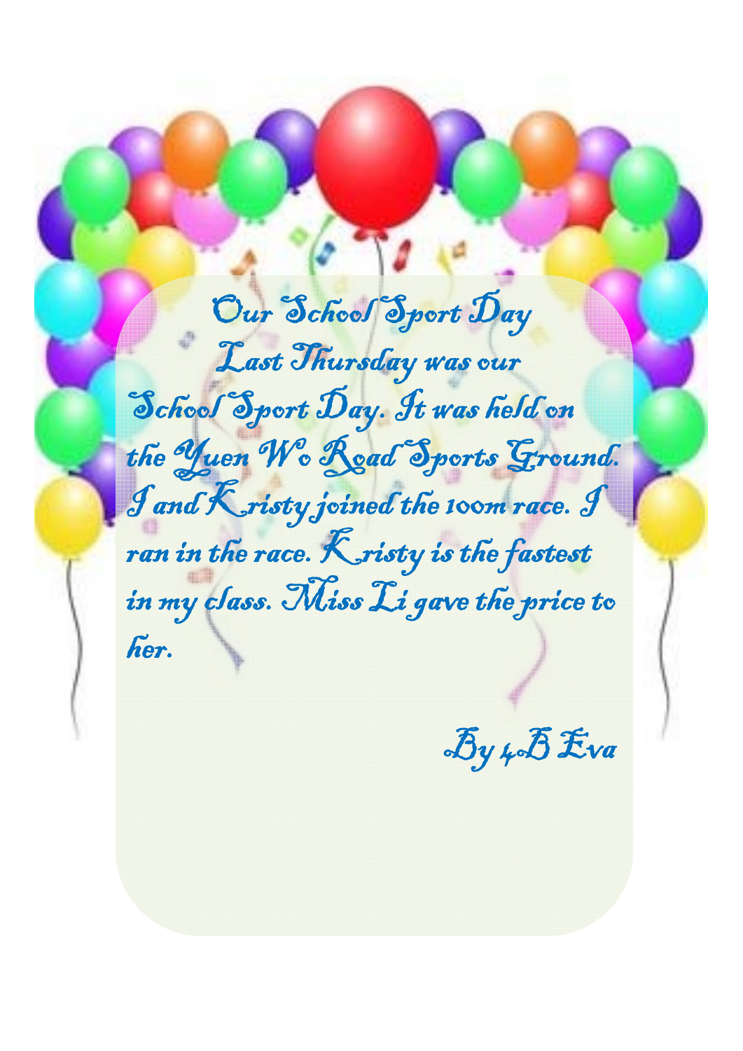# Our School Sport Day

Last Thursday was our School Sport Day. It was held on the Yuen Wo Road Sports Ground. I and Kristy joined the 100m race. I ran in the race. Kristy is the fastest in my class. Miss Li gave the price to her.

By 4B Eva